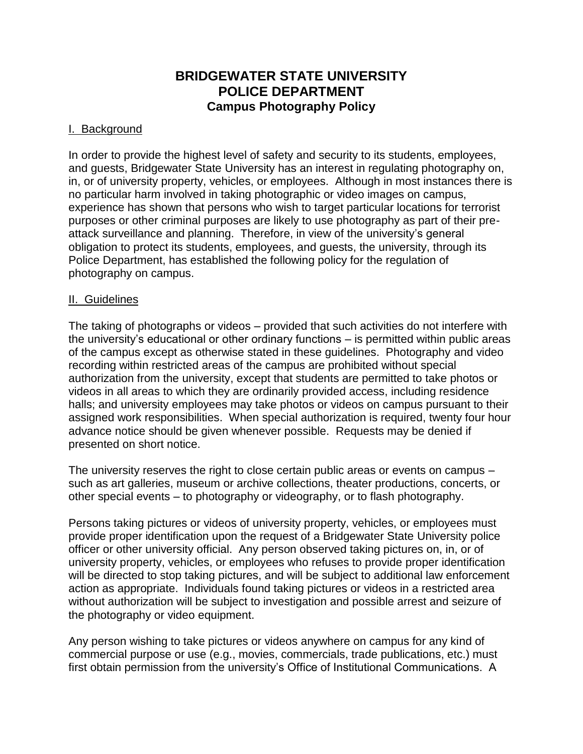# BRIDGEWATER STATE UNIVERSITY
# POLICE DEPARTMENT
## Campus Photography Policy

### I. Background

In order to provide the highest level of safety and security to its students, employees, and guests, Bridgewater State University has an interest in regulating photography on, in, or of university property, vehicles, or employees. Although in most instances there is no particular harm involved in taking photographic or video images on campus, experience has shown that persons who wish to target particular locations for terrorist purposes or other criminal purposes are likely to use photography as part of their pre-attack surveillance and planning. Therefore, in view of the university's general obligation to protect its students, employees, and guests, the university, through its Police Department, has established the following policy for the regulation of photography on campus.

### II. Guidelines

The taking of photographs or videos – provided that such activities do not interfere with the university's educational or other ordinary functions – is permitted within public areas of the campus except as otherwise stated in these guidelines. Photography and video recording within restricted areas of the campus are prohibited without special authorization from the university, except that students are permitted to take photos or videos in all areas to which they are ordinarily provided access, including residence halls; and university employees may take photos or videos on campus pursuant to their assigned work responsibilities. When special authorization is required, twenty four hour advance notice should be given whenever possible. Requests may be denied if presented on short notice.

The university reserves the right to close certain public areas or events on campus – such as art galleries, museum or archive collections, theater productions, concerts, or other special events – to photography or videography, or to flash photography.

Persons taking pictures or videos of university property, vehicles, or employees must provide proper identification upon the request of a Bridgewater State University police officer or other university official. Any person observed taking pictures on, in, or of university property, vehicles, or employees who refuses to provide proper identification will be directed to stop taking pictures, and will be subject to additional law enforcement action as appropriate. Individuals found taking pictures or videos in a restricted area without authorization will be subject to investigation and possible arrest and seizure of the photography or video equipment.

Any person wishing to take pictures or videos anywhere on campus for any kind of commercial purpose or use (e.g., movies, commercials, trade publications, etc.) must first obtain permission from the university's Office of Institutional Communications. A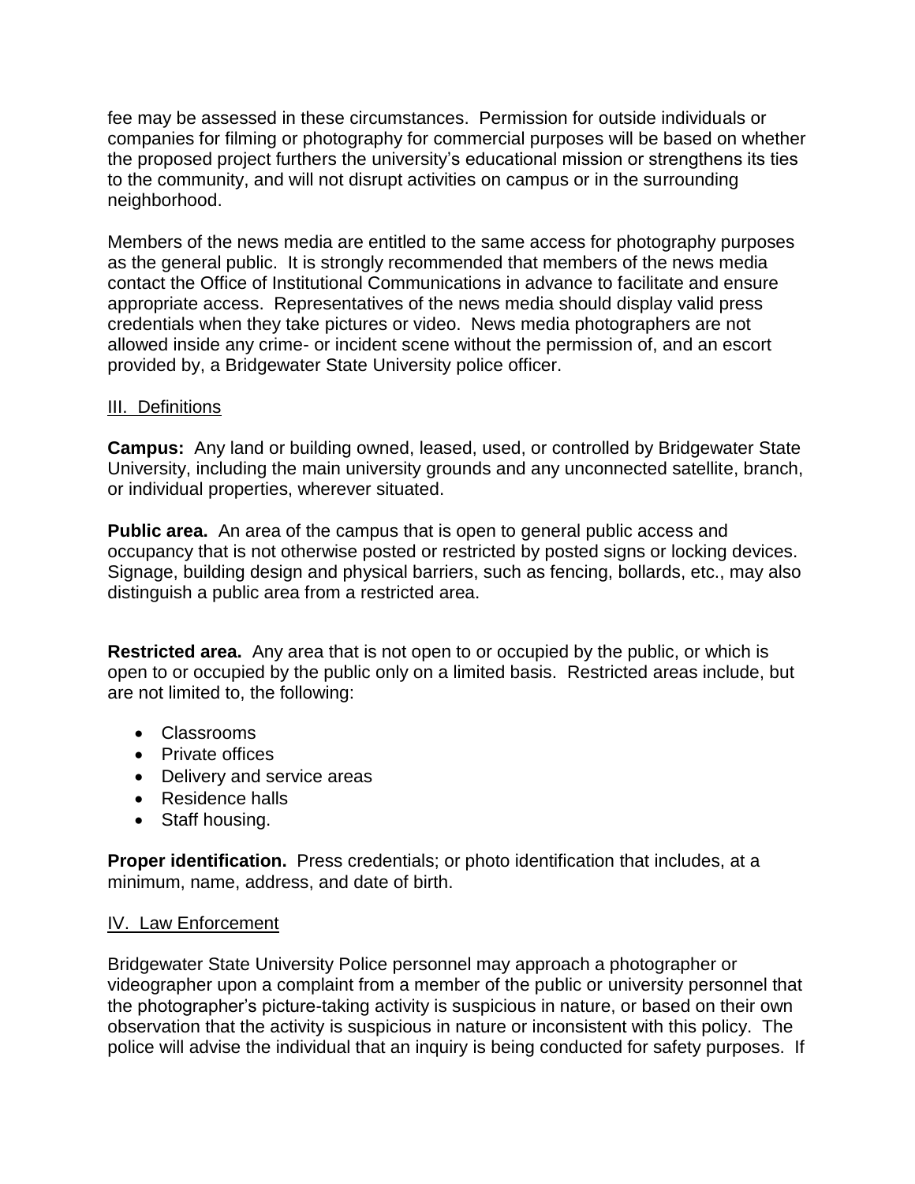fee may be assessed in these circumstances. Permission for outside individuals or companies for filming or photography for commercial purposes will be based on whether the proposed project furthers the university's educational mission or strengthens its ties to the community, and will not disrupt activities on campus or in the surrounding neighborhood.

Members of the news media are entitled to the same access for photography purposes as the general public. It is strongly recommended that members of the news media contact the Office of Institutional Communications in advance to facilitate and ensure appropriate access. Representatives of the news media should display valid press credentials when they take pictures or video. News media photographers are not allowed inside any crime- or incident scene without the permission of, and an escort provided by, a Bridgewater State University police officer.

## III. Definitions

**Campus:** Any land or building owned, leased, used, or controlled by Bridgewater State University, including the main university grounds and any unconnected satellite, branch, or individual properties, wherever situated.

**Public area.** An area of the campus that is open to general public access and occupancy that is not otherwise posted or restricted by posted signs or locking devices. Signage, building design and physical barriers, such as fencing, bollards, etc., may also distinguish a public area from a restricted area.

**Restricted area.** Any area that is not open to or occupied by the public, or which is open to or occupied by the public only on a limited basis. Restricted areas include, but are not limited to, the following:

- Classrooms
- Private offices
- Delivery and service areas
- Residence halls
- Staff housing.

**Proper identification.** Press credentials; or photo identification that includes, at a minimum, name, address, and date of birth.

## IV. Law Enforcement

Bridgewater State University Police personnel may approach a photographer or videographer upon a complaint from a member of the public or university personnel that the photographer's picture-taking activity is suspicious in nature, or based on their own observation that the activity is suspicious in nature or inconsistent with this policy. The police will advise the individual that an inquiry is being conducted for safety purposes. If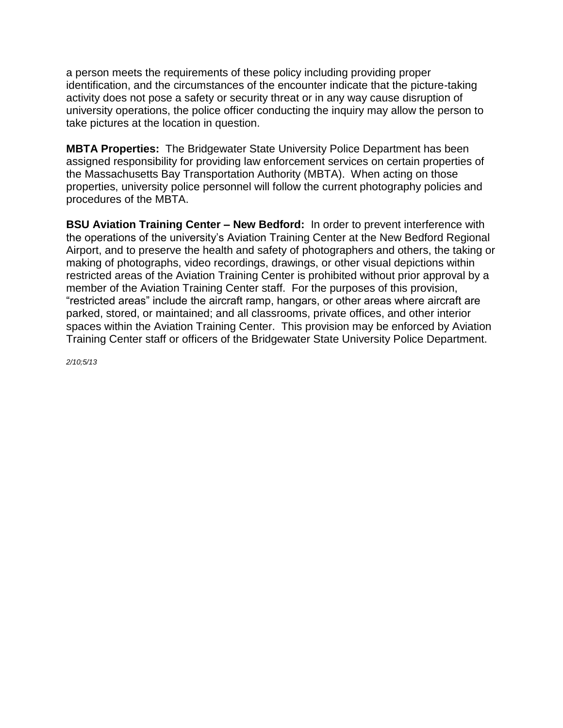a person meets the requirements of these policy including providing proper identification, and the circumstances of the encounter indicate that the picture-taking activity does not pose a safety or security threat or in any way cause disruption of university operations, the police officer conducting the inquiry may allow the person to take pictures at the location in question.

**MBTA Properties:** The Bridgewater State University Police Department has been assigned responsibility for providing law enforcement services on certain properties of the Massachusetts Bay Transportation Authority (MBTA). When acting on those properties, university police personnel will follow the current photography policies and procedures of the MBTA.

**BSU Aviation Training Center – New Bedford:** In order to prevent interference with the operations of the university's Aviation Training Center at the New Bedford Regional Airport, and to preserve the health and safety of photographers and others, the taking or making of photographs, video recordings, drawings, or other visual depictions within restricted areas of the Aviation Training Center is prohibited without prior approval by a member of the Aviation Training Center staff. For the purposes of this provision, "restricted areas" include the aircraft ramp, hangars, or other areas where aircraft are parked, stored, or maintained; and all classrooms, private offices, and other interior spaces within the Aviation Training Center. This provision may be enforced by Aviation Training Center staff or officers of the Bridgewater State University Police Department.

*2/10;5/13*